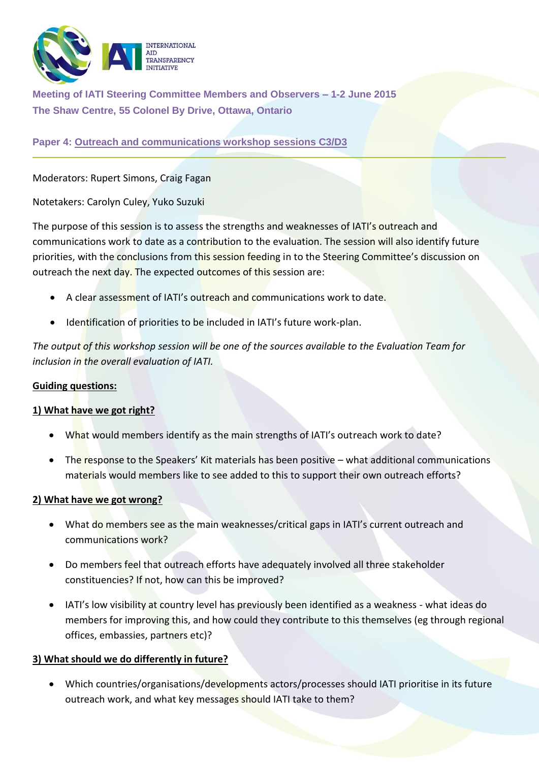INTERNATIONAL AID TRANSPARENCY INITIATIVE

**Meeting of IATI Steering Committee Members and Observers – 1-2 June 2015**
**The Shaw Centre, 55 Colonel By Drive, Ottawa, Ontario**

**Paper 4: Outreach and communications workshop sessions C3/D3**

---

Moderators: Rupert Simons, Craig Fagan

Notetakers: Carolyn Culey, Yuko Suzuki

The purpose of this session is to assess the strengths and weaknesses of IATI's outreach and communications work to date as a contribution to the evaluation. The session will also identify future priorities, with the conclusions from this session feeding in to the Steering Committee's discussion on outreach the next day. The expected outcomes of this session are:

- A clear assessment of IATI's outreach and communications work to date.
- Identification of priorities to be included in IATI's future work-plan.

*The output of this workshop session will be one of the sources available to the Evaluation Team for inclusion in the overall evaluation of IATI.*

**Guiding questions:**

**1) What have we got right?**

- What would members identify as the main strengths of IATI's outreach work to date?
- The response to the Speakers' Kit materials has been positive – what additional communications materials would members like to see added to this to support their own outreach efforts?

**2) What have we got wrong?**

- What do members see as the main weaknesses/critical gaps in IATI's current outreach and communications work?
- Do members feel that outreach efforts have adequately involved all three stakeholder constituencies? If not, how can this be improved?
- IATI's low visibility at country level has previously been identified as a weakness - what ideas do members for improving this, and how could they contribute to this themselves (eg through regional offices, embassies, partners etc)?

**3) What should we do differently in future?**

- Which countries/organisations/developments actors/processes should IATI prioritise in its future outreach work, and what key messages should IATI take to them?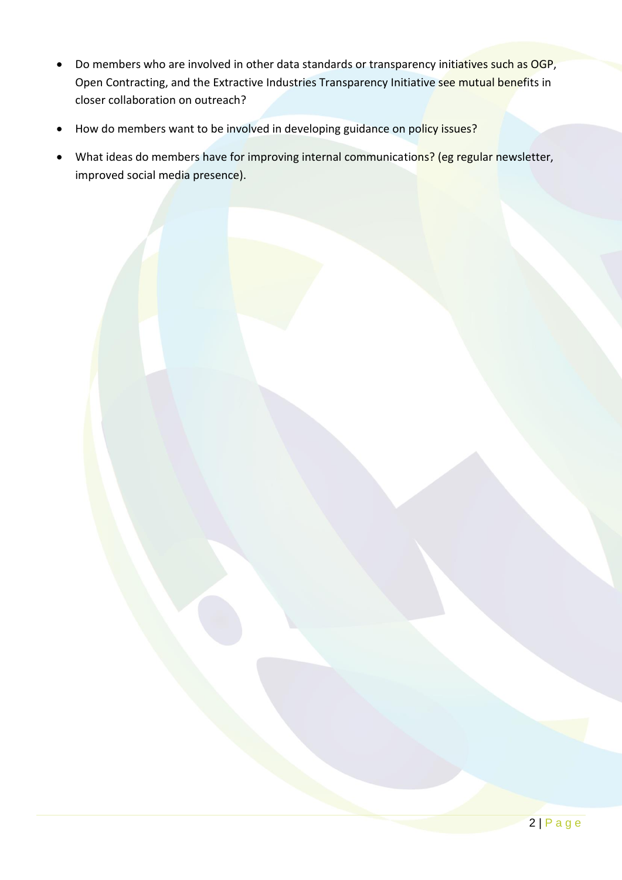- Do members who are involved in other data standards or transparency initiatives such as OGP, Open Contracting, and the Extractive Industries Transparency Initiative see mutual benefits in closer collaboration on outreach?
- How do members want to be involved in developing guidance on policy issues?
- What ideas do members have for improving internal communications? (eg regular newsletter, improved social media presence).